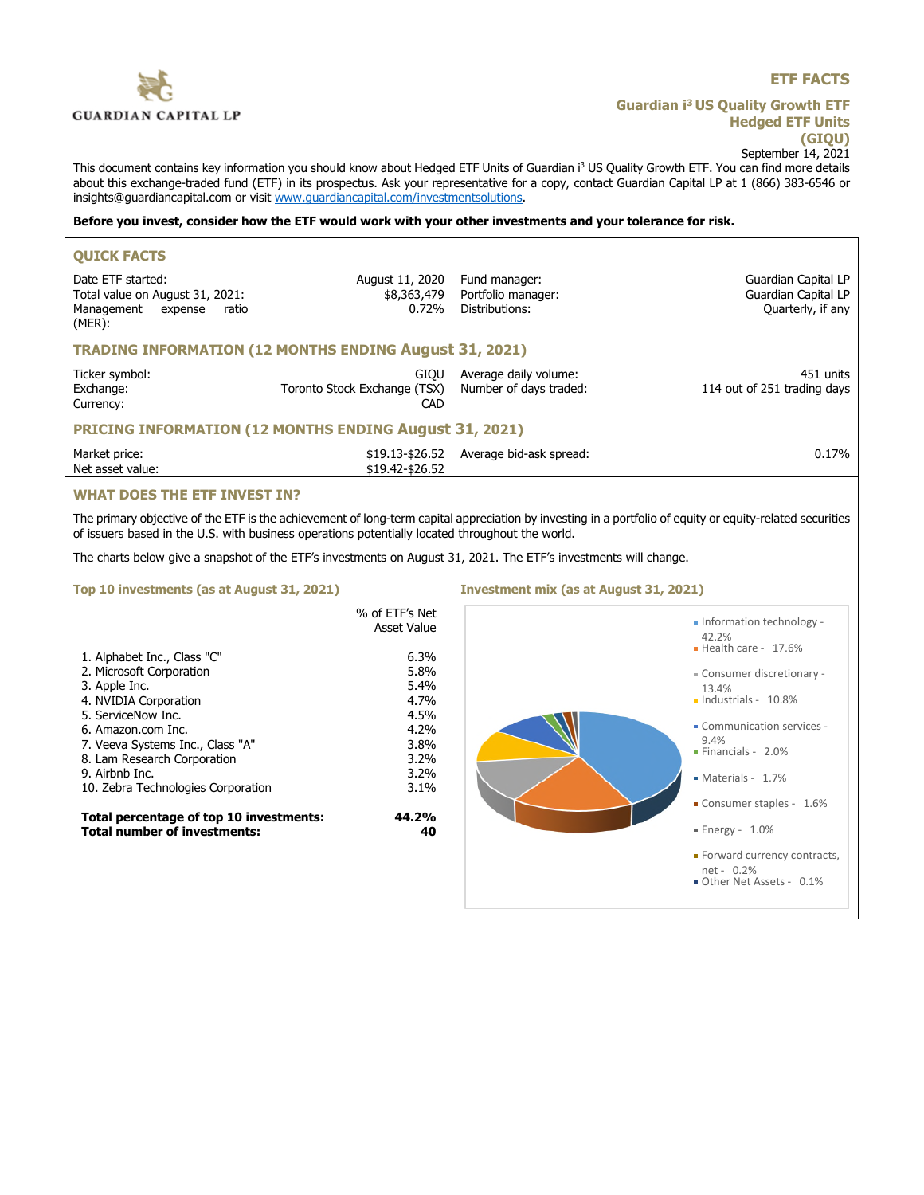GUARDIAN CAPITAL LP

# ETF FACTS

## Guardian i³ US Quality Growth ETF Hedged ETF Units (GIQU)

September 14, 2021

This document contains key information you should know about Hedged ETF Units of Guardian i³ US Quality Growth ETF. You can find more details about this exchange-traded fund (ETF) in its prospectus. Ask your representative for a copy, contact Guardian Capital LP at 1 (866) 383-6546 or insights@guardiancapital.com or visit www.guardiancapital.com/investmentsolutions.

**Before you invest, consider how the ETF would work with your other investments and your tolerance for risk.**

## QUICK FACTS

| | | | |
|---|---|---|---|
| Date ETF started: | August 11, 2020 | Fund manager: | Guardian Capital LP |
| Total value on August 31, 2021: | $8,363,479 | Portfolio manager: | Guardian Capital LP |
| Management expense ratio (MER): | 0.72% | Distributions: | Quarterly, if any |

## TRADING INFORMATION (12 MONTHS ENDING August 31, 2021)

| | | | |
|---|---|---|---|
| Ticker symbol: | GIQU | Average daily volume: | 451 units |
| Exchange: | Toronto Stock Exchange (TSX) | Number of days traded: | 114 out of 251 trading days |
| Currency: | CAD | | |

## PRICING INFORMATION (12 MONTHS ENDING August 31, 2021)

| | | | |
|---|---|---|---|
| Market price: | $19.13-$26.52 | Average bid-ask spread: | 0.17% |
| Net asset value: | $19.42-$26.52 | | |

## WHAT DOES THE ETF INVEST IN?

The primary objective of the ETF is the achievement of long-term capital appreciation by investing in a portfolio of equity or equity-related securities of issuers based in the U.S. with business operations potentially located throughout the world.

The charts below give a snapshot of the ETF's investments on August 31, 2021. The ETF's investments will change.

### Top 10 investments (as at August 31, 2021)

| | % of ETF's Net Asset Value |
|---|---|
| 1. Alphabet Inc., Class "C" | 6.3% |
| 2. Microsoft Corporation | 5.8% |
| 3. Apple Inc. | 5.4% |
| 4. NVIDIA Corporation | 4.7% |
| 5. ServiceNow Inc. | 4.5% |
| 6. Amazon.com Inc. | 4.2% |
| 7. Veeva Systems Inc., Class "A" | 3.8% |
| 8. Lam Research Corporation | 3.2% |
| 9. Airbnb Inc. | 3.2% |
| 10. Zebra Technologies Corporation | 3.1% |
| **Total percentage of top 10 investments:** | **44.2%** |
| **Total number of investments:** | **40** |

### Investment mix (as at August 31, 2021)

- Information technology - 42.2%
- Health care - 17.6%
- Consumer discretionary - 13.4%
- Industrials - 10.8%
- Communication services - 9.4%
- Financials - 2.0%
- Materials - 1.7%
- Consumer staples - 1.6%
- Energy - 1.0%
- Forward currency contracts, net - 0.2%
- Other Net Assets - 0.1%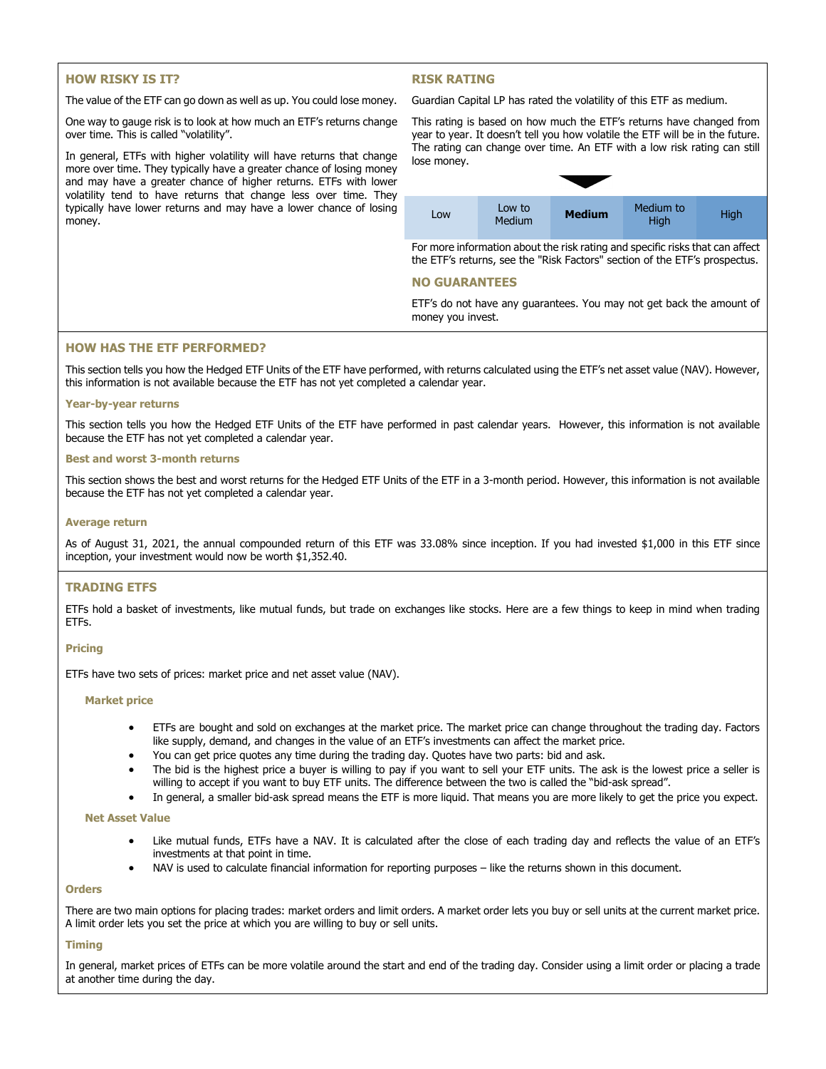## HOW RISKY IS IT?

The value of the ETF can go down as well as up. You could lose money.

One way to gauge risk is to look at how much an ETF's returns change over time. This is called "volatility".

In general, ETFs with higher volatility will have returns that change more over time. They typically have a greater chance of losing money and may have a greater chance of higher returns. ETFs with lower volatility tend to have returns that change less over time. They typically have lower returns and may have a lower chance of losing money.

## RISK RATING

Guardian Capital LP has rated the volatility of this ETF as medium.

This rating is based on how much the ETF's returns have changed from year to year. It doesn't tell you how volatile the ETF will be in the future. The rating can change over time. An ETF with a low risk rating can still lose money.

| Low | Low to Medium | **Medium** | Medium to High | High |
|---|---|---|---|---|

For more information about the risk rating and specific risks that can affect the ETF's returns, see the "Risk Factors" section of the ETF's prospectus.

## NO GUARANTEES

ETF's do not have any guarantees. You may not get back the amount of money you invest.

## HOW HAS THE ETF PERFORMED?

This section tells you how the Hedged ETF Units of the ETF have performed, with returns calculated using the ETF's net asset value (NAV). However, this information is not available because the ETF has not yet completed a calendar year.

### Year-by-year returns

This section tells you how the Hedged ETF Units of the ETF have performed in past calendar years. However, this information is not available because the ETF has not yet completed a calendar year.

### Best and worst 3-month returns

This section shows the best and worst returns for the Hedged ETF Units of the ETF in a 3-month period. However, this information is not available because the ETF has not yet completed a calendar year.

### Average return

As of August 31, 2021, the annual compounded return of this ETF was 33.08% since inception. If you had invested $1,000 in this ETF since inception, your investment would now be worth $1,352.40.

## TRADING ETFS

ETFs hold a basket of investments, like mutual funds, but trade on exchanges like stocks. Here are a few things to keep in mind when trading ETFs.

### Pricing

ETFs have two sets of prices: market price and net asset value (NAV).

#### Market price

- ETFs are bought and sold on exchanges at the market price. The market price can change throughout the trading day. Factors like supply, demand, and changes in the value of an ETF's investments can affect the market price.
- You can get price quotes any time during the trading day. Quotes have two parts: bid and ask.
- The bid is the highest price a buyer is willing to pay if you want to sell your ETF units. The ask is the lowest price a seller is willing to accept if you want to buy ETF units. The difference between the two is called the "bid-ask spread".
- In general, a smaller bid-ask spread means the ETF is more liquid. That means you are more likely to get the price you expect.

#### Net Asset Value

- Like mutual funds, ETFs have a NAV. It is calculated after the close of each trading day and reflects the value of an ETF's investments at that point in time.
- NAV is used to calculate financial information for reporting purposes – like the returns shown in this document.

### Orders

There are two main options for placing trades: market orders and limit orders. A market order lets you buy or sell units at the current market price. A limit order lets you set the price at which you are willing to buy or sell units.

### Timing

In general, market prices of ETFs can be more volatile around the start and end of the trading day. Consider using a limit order or placing a trade at another time during the day.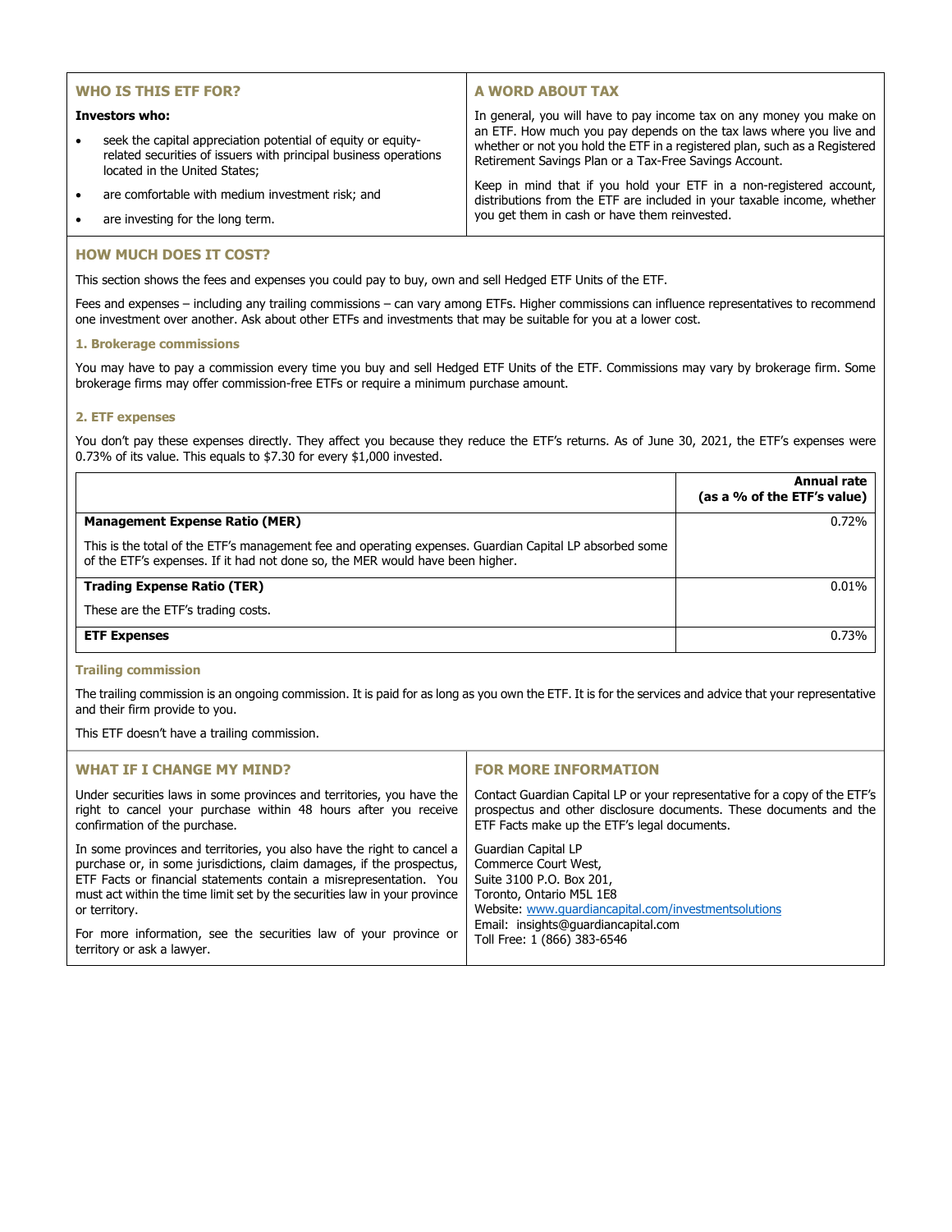## WHO IS THIS ETF FOR?

**Investors who:**

- seek the capital appreciation potential of equity or equity-related securities of issuers with principal business operations located in the United States;
- are comfortable with medium investment risk; and
- are investing for the long term.

## A WORD ABOUT TAX

In general, you will have to pay income tax on any money you make on an ETF. How much you pay depends on the tax laws where you live and whether or not you hold the ETF in a registered plan, such as a Registered Retirement Savings Plan or a Tax-Free Savings Account.

Keep in mind that if you hold your ETF in a non-registered account, distributions from the ETF are included in your taxable income, whether you get them in cash or have them reinvested.

## HOW MUCH DOES IT COST?

This section shows the fees and expenses you could pay to buy, own and sell Hedged ETF Units of the ETF.

Fees and expenses – including any trailing commissions – can vary among ETFs. Higher commissions can influence representatives to recommend one investment over another. Ask about other ETFs and investments that may be suitable for you at a lower cost.

### 1. Brokerage commissions

You may have to pay a commission every time you buy and sell Hedged ETF Units of the ETF. Commissions may vary by brokerage firm. Some brokerage firms may offer commission-free ETFs or require a minimum purchase amount.

### 2. ETF expenses

You don't pay these expenses directly. They affect you because they reduce the ETF's returns. As of June 30, 2021, the ETF's expenses were 0.73% of its value. This equals to $7.30 for every $1,000 invested.

| | Annual rate (as a % of the ETF's value) |
|---|---|
| **Management Expense Ratio (MER)**<br>This is the total of the ETF's management fee and operating expenses. Guardian Capital LP absorbed some of the ETF's expenses. If it had not done so, the MER would have been higher. | 0.72% |
| **Trading Expense Ratio (TER)**<br>These are the ETF's trading costs. | 0.01% |
| **ETF Expenses** | 0.73% |

### Trailing commission

The trailing commission is an ongoing commission. It is paid for as long as you own the ETF. It is for the services and advice that your representative and their firm provide to you.

This ETF doesn't have a trailing commission.

## WHAT IF I CHANGE MY MIND?

Under securities laws in some provinces and territories, you have the right to cancel your purchase within 48 hours after you receive confirmation of the purchase.

In some provinces and territories, you also have the right to cancel a purchase or, in some jurisdictions, claim damages, if the prospectus, ETF Facts or financial statements contain a misrepresentation. You must act within the time limit set by the securities law in your province or territory.

For more information, see the securities law of your province or territory or ask a lawyer.

## FOR MORE INFORMATION

Contact Guardian Capital LP or your representative for a copy of the ETF's prospectus and other disclosure documents. These documents and the ETF Facts make up the ETF's legal documents.

Guardian Capital LP
Commerce Court West,
Suite 3100 P.O. Box 201,
Toronto, Ontario M5L 1E8
Website: www.guardiancapital.com/investmentsolutions
Email: insights@guardiancapital.com
Toll Free: 1 (866) 383-6546